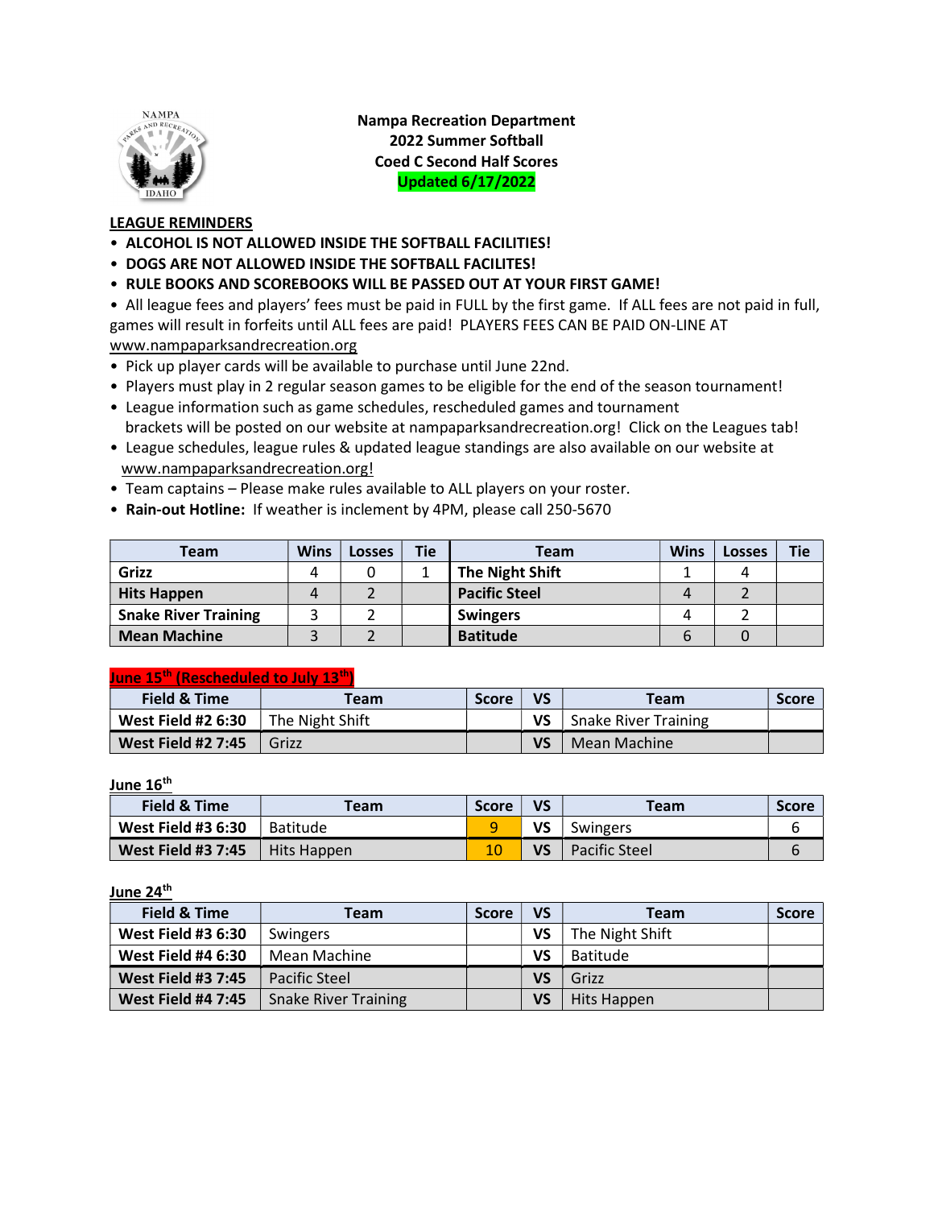**Nampa Recreation Department**
**2022 Summer Softball**
**Coed C Second Half Scores**
**Updated 6/17/2022**

**LEAGUE REMINDERS**

- **ALCOHOL IS NOT ALLOWED INSIDE THE SOFTBALL FACILITIES!**
- **DOGS ARE NOT ALLOWED INSIDE THE SOFTBALL FACILITES!**
- **RULE BOOKS AND SCOREBOOKS WILL BE PASSED OUT AT YOUR FIRST GAME!**
- All league fees and players' fees must be paid in FULL by the first game. If ALL fees are not paid in full, games will result in forfeits until ALL fees are paid! PLAYERS FEES CAN BE PAID ON-LINE AT www.nampaparksandrecreation.org
- Pick up player cards will be available to purchase until June 22nd.
- Players must play in 2 regular season games to be eligible for the end of the season tournament!
- League information such as game schedules, rescheduled games and tournament brackets will be posted on our website at nampaparksandrecreation.org! Click on the Leagues tab!
- League schedules, league rules & updated league standings are also available on our website at www.nampaparksandrecreation.org!
- Team captains – Please make rules available to ALL players on your roster.
- **Rain-out Hotline:** If weather is inclement by 4PM, please call 250-5670

| Team | Wins | Losses | Tie | Team | Wins | Losses | Tie |
|---|---|---|---|---|---|---|---|
| **Grizz** | 4 | 0 | 1 | **The Night Shift** | 1 | 4 | |
| **Hits Happen** | 4 | 2 | | **Pacific Steel** | 4 | 2 | |
| **Snake River Training** | 3 | 2 | | **Swingers** | 4 | 2 | |
| **Mean Machine** | 3 | 2 | | **Batitude** | 6 | 0 | |

**June 15th (Rescheduled to July 13th)**

| Field & Time | Team | Score | VS | Team | Score |
|---|---|---|---|---|---|
| **West Field #2 6:30** | The Night Shift | | **VS** | Snake River Training | |
| **West Field #2 7:45** | Grizz | | **VS** | Mean Machine | |

**June 16th**

| Field & Time | Team | Score | VS | Team | Score |
|---|---|---|---|---|---|
| **West Field #3 6:30** | Batitude | 9 | **VS** | Swingers | 6 |
| **West Field #3 7:45** | Hits Happen | 10 | **VS** | Pacific Steel | 6 |

**June 24th**

| Field & Time | Team | Score | VS | Team | Score |
|---|---|---|---|---|---|
| **West Field #3 6:30** | Swingers | | **VS** | The Night Shift | |
| **West Field #4 6:30** | Mean Machine | | **VS** | Batitude | |
| **West Field #3 7:45** | Pacific Steel | | **VS** | Grizz | |
| **West Field #4 7:45** | Snake River Training | | **VS** | Hits Happen | |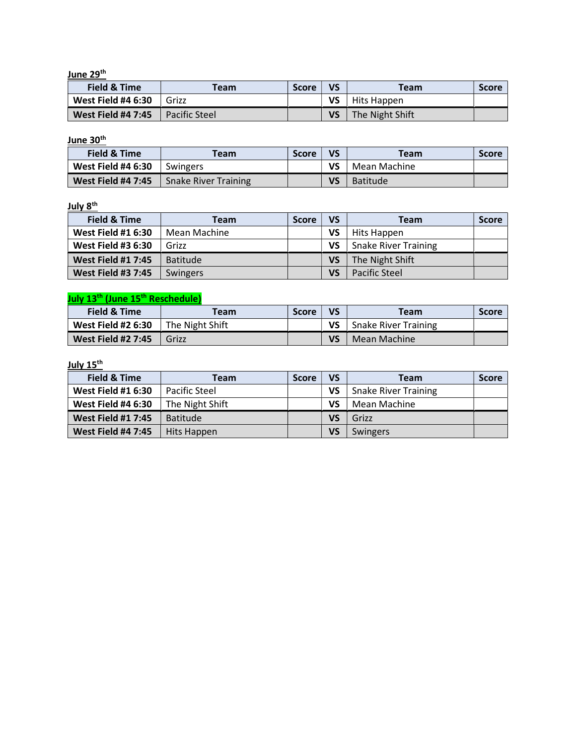**June 29th**

| Field & Time | Team | Score | VS | Team | Score |
|---|---|---|---|---|---|
| West Field #4 6:30 | Grizz | | VS | Hits Happen | |
| West Field #4 7:45 | Pacific Steel | | VS | The Night Shift | |

**June 30th**

| Field & Time | Team | Score | VS | Team | Score |
|---|---|---|---|---|---|
| West Field #4 6:30 | Swingers | | VS | Mean Machine | |
| West Field #4 7:45 | Snake River Training | | VS | Batitude | |

**July 8th**

| Field & Time | Team | Score | VS | Team | Score |
|---|---|---|---|---|---|
| West Field #1 6:30 | Mean Machine | | VS | Hits Happen | |
| West Field #3 6:30 | Grizz | | VS | Snake River Training | |
| West Field #1 7:45 | Batitude | | VS | The Night Shift | |
| West Field #3 7:45 | Swingers | | VS | Pacific Steel | |

**July 13th (June 15th Reschedule)**

| Field & Time | Team | Score | VS | Team | Score |
|---|---|---|---|---|---|
| West Field #2 6:30 | The Night Shift | | VS | Snake River Training | |
| West Field #2 7:45 | Grizz | | VS | Mean Machine | |

**July 15th**

| Field & Time | Team | Score | VS | Team | Score |
|---|---|---|---|---|---|
| West Field #1 6:30 | Pacific Steel | | VS | Snake River Training | |
| West Field #4 6:30 | The Night Shift | | VS | Mean Machine | |
| West Field #1 7:45 | Batitude | | VS | Grizz | |
| West Field #4 7:45 | Hits Happen | | VS | Swingers | |